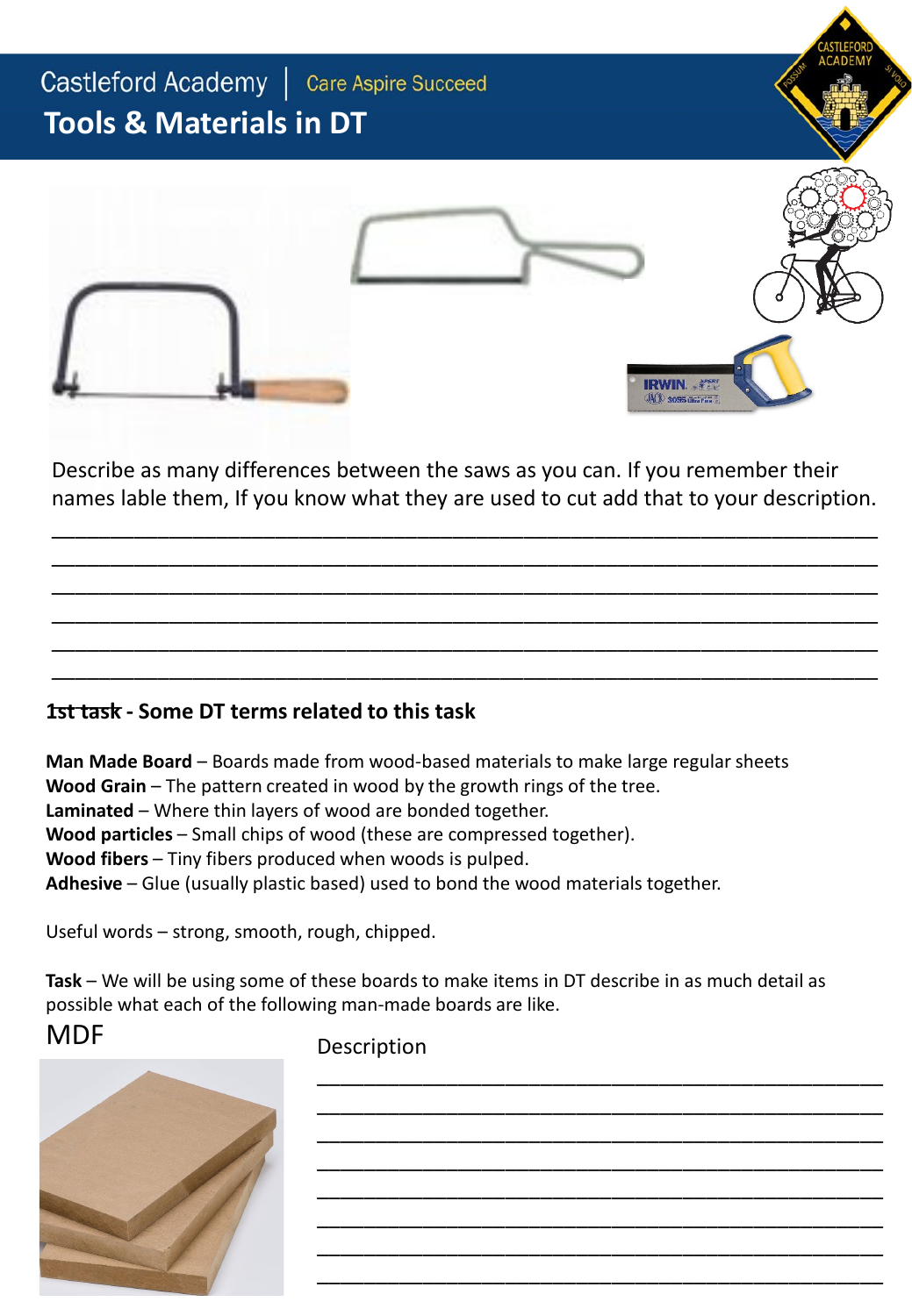Castleford Academy | Care Aspire Succeed

# Tools & Materials in DT

Describe as many differences between the saws as you can. If you remember their names lable them, If you know what they are used to cut add that to your description.

\_\_\_\_\_\_\_\_\_\_\_\_\_\_\_\_\_\_\_\_\_\_\_\_\_\_\_\_\_\_\_\_\_\_\_\_\_\_\_\_\_\_\_\_\_\_\_\_\_\_\_\_\_\_\_\_\_\_\_\_\_\_\_\_

\_\_\_\_\_\_\_\_\_\_\_\_\_\_\_\_\_\_\_\_\_\_\_\_\_\_\_\_\_\_\_\_\_\_\_\_\_\_\_\_\_\_\_\_\_\_\_\_\_\_\_\_\_\_\_\_\_\_\_\_\_\_\_\_

\_\_\_\_\_\_\_\_\_\_\_\_\_\_\_\_\_\_\_\_\_\_\_\_\_\_\_\_\_\_\_\_\_\_\_\_\_\_\_\_\_\_\_\_\_\_\_\_\_\_\_\_\_\_\_\_\_\_\_\_\_\_\_\_

\_\_\_\_\_\_\_\_\_\_\_\_\_\_\_\_\_\_\_\_\_\_\_\_\_\_\_\_\_\_\_\_\_\_\_\_\_\_\_\_\_\_\_\_\_\_\_\_\_\_\_\_\_\_\_\_\_\_\_\_\_\_\_\_

\_\_\_\_\_\_\_\_\_\_\_\_\_\_\_\_\_\_\_\_\_\_\_\_\_\_\_\_\_\_\_\_\_\_\_\_\_\_\_\_\_\_\_\_\_\_\_\_\_\_\_\_\_\_\_\_\_\_\_\_\_\_\_\_

\_\_\_\_\_\_\_\_\_\_\_\_\_\_\_\_\_\_\_\_\_\_\_\_\_\_\_\_\_\_\_\_\_\_\_\_\_\_\_\_\_\_\_\_\_\_\_\_\_\_\_\_\_\_\_\_\_\_\_\_\_\_\_\_

## ~~1st task~~ - Some DT terms related to this task

**Man Made Board** – Boards made from wood-based materials to make large regular sheets
**Wood Grain** – The pattern created in wood by the growth rings of the tree.
**Laminated** – Where thin layers of wood are bonded together.
**Wood particles** – Small chips of wood (these are compressed together).
**Wood fibers** – Tiny fibers produced when woods is pulped.
**Adhesive** – Glue (usually plastic based) used to bond the wood materials together.

Useful words – strong, smooth, rough, chipped.

**Task** – We will be using some of these boards to make items in DT describe in as much detail as possible what each of the following man-made boards are like.

MDF

Description

\_\_\_\_\_\_\_\_\_\_\_\_\_\_\_\_\_\_\_\_\_\_\_\_\_\_\_\_\_\_\_\_\_\_\_\_\_\_\_\_\_\_\_

\_\_\_\_\_\_\_\_\_\_\_\_\_\_\_\_\_\_\_\_\_\_\_\_\_\_\_\_\_\_\_\_\_\_\_\_\_\_\_\_\_\_\_

\_\_\_\_\_\_\_\_\_\_\_\_\_\_\_\_\_\_\_\_\_\_\_\_\_\_\_\_\_\_\_\_\_\_\_\_\_\_\_\_\_\_\_

\_\_\_\_\_\_\_\_\_\_\_\_\_\_\_\_\_\_\_\_\_\_\_\_\_\_\_\_\_\_\_\_\_\_\_\_\_\_\_\_\_\_\_

\_\_\_\_\_\_\_\_\_\_\_\_\_\_\_\_\_\_\_\_\_\_\_\_\_\_\_\_\_\_\_\_\_\_\_\_\_\_\_\_\_\_\_

\_\_\_\_\_\_\_\_\_\_\_\_\_\_\_\_\_\_\_\_\_\_\_\_\_\_\_\_\_\_\_\_\_\_\_\_\_\_\_\_\_\_\_

\_\_\_\_\_\_\_\_\_\_\_\_\_\_\_\_\_\_\_\_\_\_\_\_\_\_\_\_\_\_\_\_\_\_\_\_\_\_\_\_\_\_\_

\_\_\_\_\_\_\_\_\_\_\_\_\_\_\_\_\_\_\_\_\_\_\_\_\_\_\_\_\_\_\_\_\_\_\_\_\_\_\_\_\_\_\_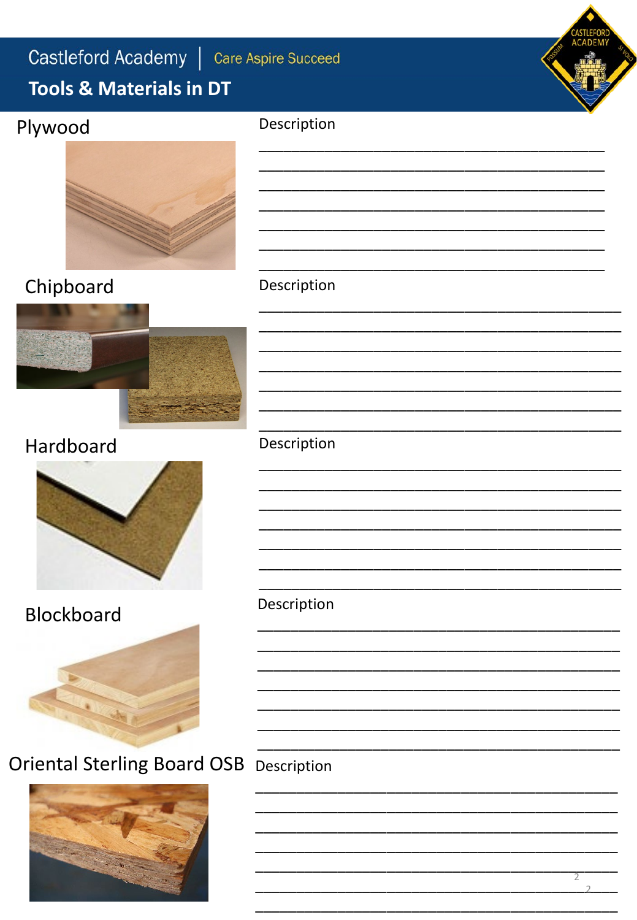Castleford Academy | Care Aspire Succeed

**Tools & Materials in DT**

## Plywood

Description

________________________________________________

________________________________________________

________________________________________________

________________________________________________

________________________________________________

________________________________________________

________________________________________________

## Chipboard

Description

________________________________________________

________________________________________________

________________________________________________

________________________________________________

________________________________________________

________________________________________________

________________________________________________

## Hardboard

Description

________________________________________________

________________________________________________

________________________________________________

________________________________________________

________________________________________________

________________________________________________

________________________________________________

## Blockboard

Description

________________________________________________

________________________________________________

________________________________________________

________________________________________________

________________________________________________

________________________________________________

________________________________________________

## Oriental Sterling Board OSB

Description

________________________________________________

________________________________________________

________________________________________________

________________________________________________

________________________________________________

________________________________________________

________________________________________________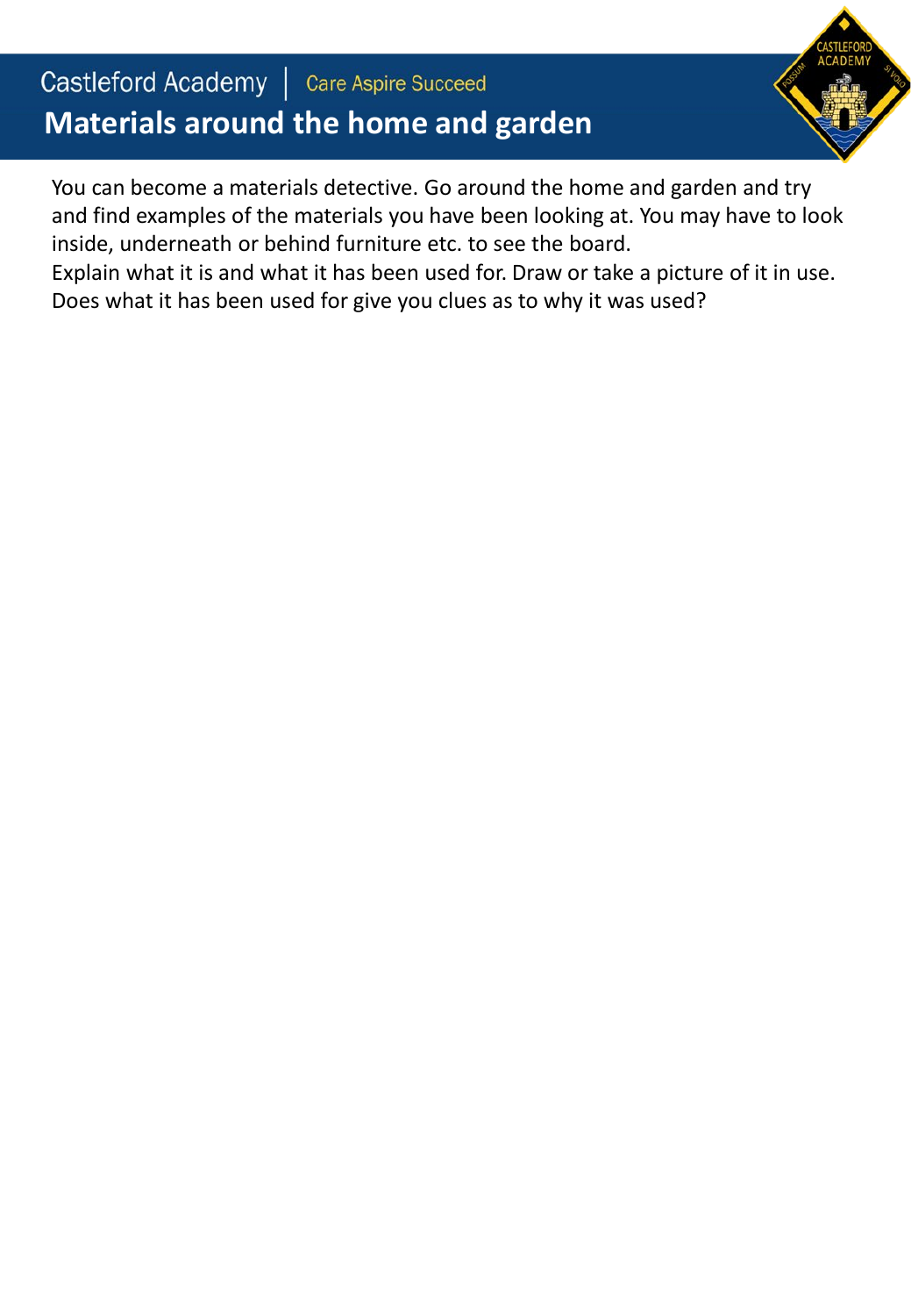Castleford Academy | Care Aspire Succeed

# Materials around the home and garden

You can become a materials detective. Go around the home and garden and try and find examples of the materials you have been looking at. You may have to look inside, underneath or behind furniture etc. to see the board.

Explain what it is and what it has been used for. Draw or take a picture of it in use. Does what it has been used for give you clues as to why it was used?